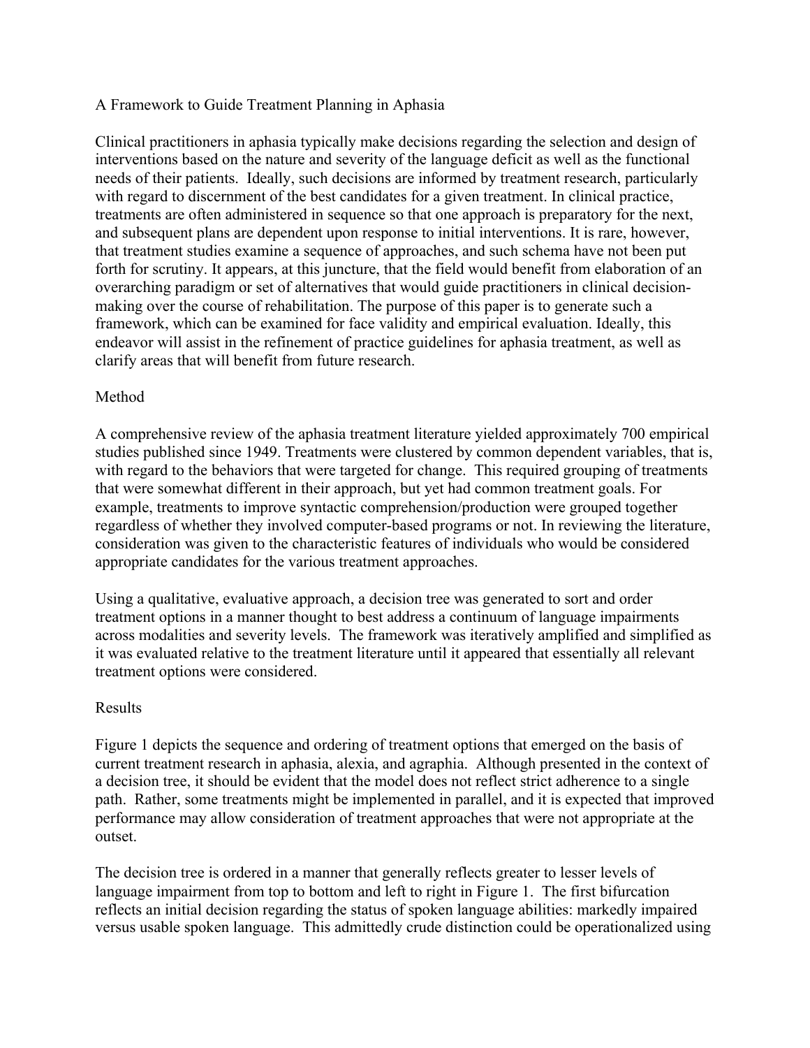# A Framework to Guide Treatment Planning in Aphasia

Clinical practitioners in aphasia typically make decisions regarding the selection and design of interventions based on the nature and severity of the language deficit as well as the functional needs of their patients. Ideally, such decisions are informed by treatment research, particularly with regard to discernment of the best candidates for a given treatment. In clinical practice, treatments are often administered in sequence so that one approach is preparatory for the next, and subsequent plans are dependent upon response to initial interventions. It is rare, however, that treatment studies examine a sequence of approaches, and such schema have not been put forth for scrutiny. It appears, at this juncture, that the field would benefit from elaboration of an overarching paradigm or set of alternatives that would guide practitioners in clinical decision-making over the course of rehabilitation. The purpose of this paper is to generate such a framework, which can be examined for face validity and empirical evaluation. Ideally, this endeavor will assist in the refinement of practice guidelines for aphasia treatment, as well as clarify areas that will benefit from future research.

## Method

A comprehensive review of the aphasia treatment literature yielded approximately 700 empirical studies published since 1949. Treatments were clustered by common dependent variables, that is, with regard to the behaviors that were targeted for change. This required grouping of treatments that were somewhat different in their approach, but yet had common treatment goals. For example, treatments to improve syntactic comprehension/production were grouped together regardless of whether they involved computer-based programs or not. In reviewing the literature, consideration was given to the characteristic features of individuals who would be considered appropriate candidates for the various treatment approaches.

Using a qualitative, evaluative approach, a decision tree was generated to sort and order treatment options in a manner thought to best address a continuum of language impairments across modalities and severity levels. The framework was iteratively amplified and simplified as it was evaluated relative to the treatment literature until it appeared that essentially all relevant treatment options were considered.

## Results

Figure 1 depicts the sequence and ordering of treatment options that emerged on the basis of current treatment research in aphasia, alexia, and agraphia. Although presented in the context of a decision tree, it should be evident that the model does not reflect strict adherence to a single path. Rather, some treatments might be implemented in parallel, and it is expected that improved performance may allow consideration of treatment approaches that were not appropriate at the outset.

The decision tree is ordered in a manner that generally reflects greater to lesser levels of language impairment from top to bottom and left to right in Figure 1. The first bifurcation reflects an initial decision regarding the status of spoken language abilities: markedly impaired versus usable spoken language. This admittedly crude distinction could be operationalized using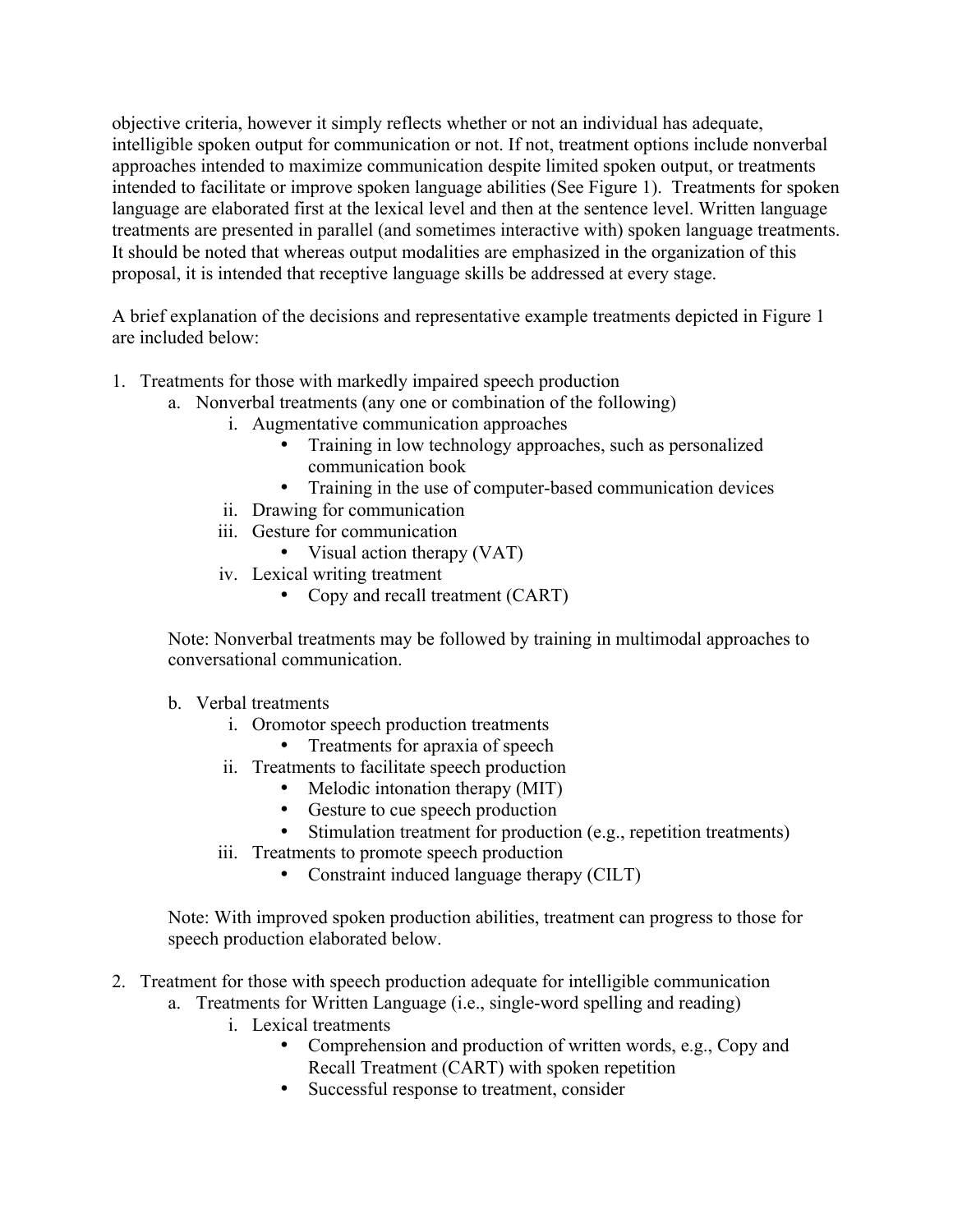objective criteria, however it simply reflects whether or not an individual has adequate, intelligible spoken output for communication or not. If not, treatment options include nonverbal approaches intended to maximize communication despite limited spoken output, or treatments intended to facilitate or improve spoken language abilities (See Figure 1). Treatments for spoken language are elaborated first at the lexical level and then at the sentence level. Written language treatments are presented in parallel (and sometimes interactive with) spoken language treatments. It should be noted that whereas output modalities are emphasized in the organization of this proposal, it is intended that receptive language skills be addressed at every stage.

A brief explanation of the decisions and representative example treatments depicted in Figure 1 are included below:

1. Treatments for those with markedly impaired speech production
   a. Nonverbal treatments (any one or combination of the following)
      i. Augmentative communication approaches
         - Training in low technology approaches, such as personalized communication book
         - Training in the use of computer-based communication devices
      ii. Drawing for communication
      iii. Gesture for communication
         - Visual action therapy (VAT)
      iv. Lexical writing treatment
         - Copy and recall treatment (CART)

   Note: Nonverbal treatments may be followed by training in multimodal approaches to conversational communication.

   b. Verbal treatments
      i. Oromotor speech production treatments
         - Treatments for apraxia of speech
      ii. Treatments to facilitate speech production
         - Melodic intonation therapy (MIT)
         - Gesture to cue speech production
         - Stimulation treatment for production (e.g., repetition treatments)
      iii. Treatments to promote speech production
         - Constraint induced language therapy (CILT)

   Note: With improved spoken production abilities, treatment can progress to those for speech production elaborated below.

2. Treatment for those with speech production adequate for intelligible communication
   a. Treatments for Written Language (i.e., single-word spelling and reading)
      i. Lexical treatments
         - Comprehension and production of written words, e.g., Copy and Recall Treatment (CART) with spoken repetition
         - Successful response to treatment, consider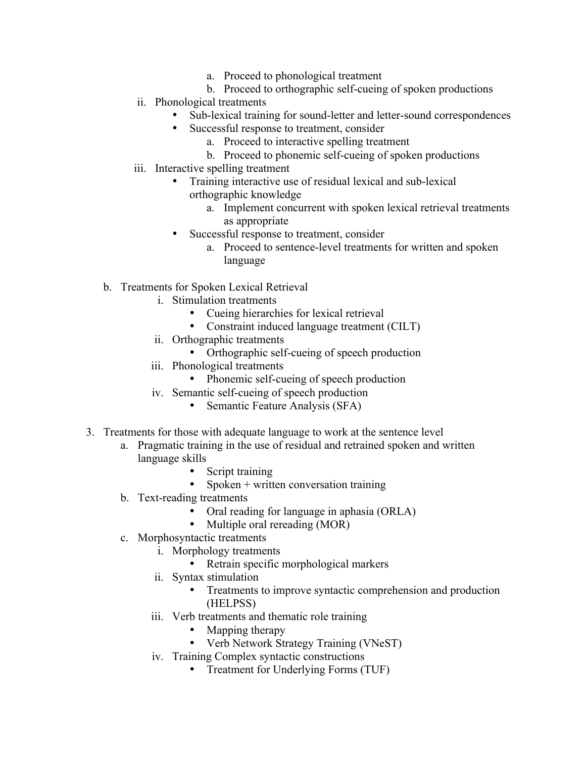a. Proceed to phonological treatment
         b. Proceed to orthographic self-cueing of spoken productions

   ii. Phonological treatments
      - Sub-lexical training for sound-letter and letter-sound correspondences
      - Successful response to treatment, consider
         a. Proceed to interactive spelling treatment
         b. Proceed to phonemic self-cueing of spoken productions

   iii. Interactive spelling treatment
      - Training interactive use of residual lexical and sub-lexical orthographic knowledge
         a. Implement concurrent with spoken lexical retrieval treatments as appropriate
      - Successful response to treatment, consider
         a. Proceed to sentence-level treatments for written and spoken language

b. Treatments for Spoken Lexical Retrieval
   i. Stimulation treatments
      - Cueing hierarchies for lexical retrieval
      - Constraint induced language treatment (CILT)
   ii. Orthographic treatments
      - Orthographic self-cueing of speech production
   iii. Phonological treatments
      - Phonemic self-cueing of speech production
   iv. Semantic self-cueing of speech production
      - Semantic Feature Analysis (SFA)

3. Treatments for those with adequate language to work at the sentence level
   a. Pragmatic training in the use of residual and retrained spoken and written language skills
      - Script training
      - Spoken + written conversation training
   b. Text-reading treatments
      - Oral reading for language in aphasia (ORLA)
      - Multiple oral rereading (MOR)
   c. Morphosyntactic treatments
      i. Morphology treatments
         - Retrain specific morphological markers
      ii. Syntax stimulation
         - Treatments to improve syntactic comprehension and production (HELPSS)
      iii. Verb treatments and thematic role training
         - Mapping therapy
         - Verb Network Strategy Training (VNeST)
      iv. Training Complex syntactic constructions
         - Treatment for Underlying Forms (TUF)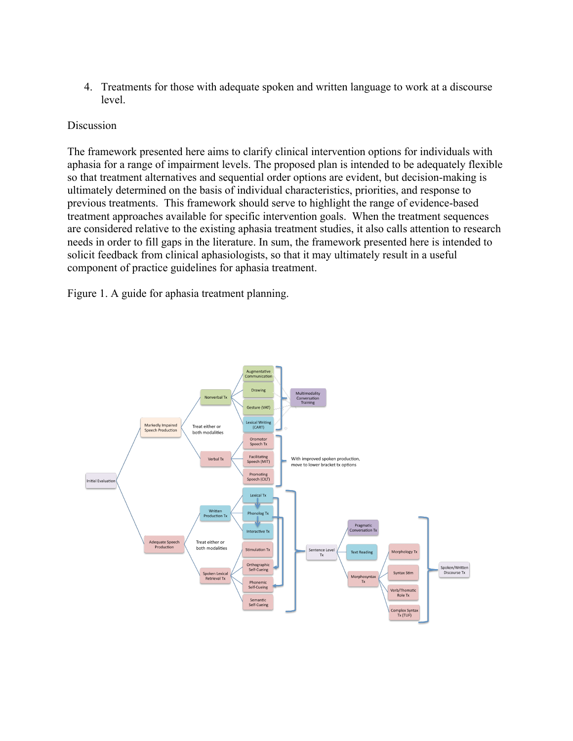4. Treatments for those with adequate spoken and written language to work at a discourse level.

Discussion

The framework presented here aims to clarify clinical intervention options for individuals with aphasia for a range of impairment levels. The proposed plan is intended to be adequately flexible so that treatment alternatives and sequential order options are evident, but decision-making is ultimately determined on the basis of individual characteristics, priorities, and response to previous treatments. This framework should serve to highlight the range of evidence-based treatment approaches available for specific intervention goals. When the treatment sequences are considered relative to the existing aphasia treatment studies, it also calls attention to research needs in order to fill gaps in the literature. In sum, the framework presented here is intended to solicit feedback from clinical aphasiologists, so that it may ultimately result in a useful component of practice guidelines for aphasia treatment.

Figure 1. A guide for aphasia treatment planning.

Initial Evaluation

Markedly Impaired Speech Production

Treat either or both modalities

Nonverbal Tx

Augmentative Communication

Drawing

Gesture (VAT)

Lexical Writing (CART)

Multimodality Conversation Training

Verbal Tx

Oromotor Speech Tx

Facilitating Speech (MIT)

Promoting Speech (CILT)

With improved spoken production, move to lower bracket tx options

Adequate Speech Production

Treat either or both modalities

Written Production Tx

Lexical Tx

Phonolog Tx

Interactive Tx

Spoken Lexical Retrieval Tx

Stimulation Tx

Orthographic Self-Cueing

Phonemic Self-Cueing

Semantic Self-Cueing

Sentence Level Tx

Pragmatic Conversation Tx

Text Reading

Morphosyntax Tx

Morphology Tx

Syntax Stim

Verb/Thematic Role Tx

Complex Syntax Tx (TUF)

Spoken/Written Discourse Tx